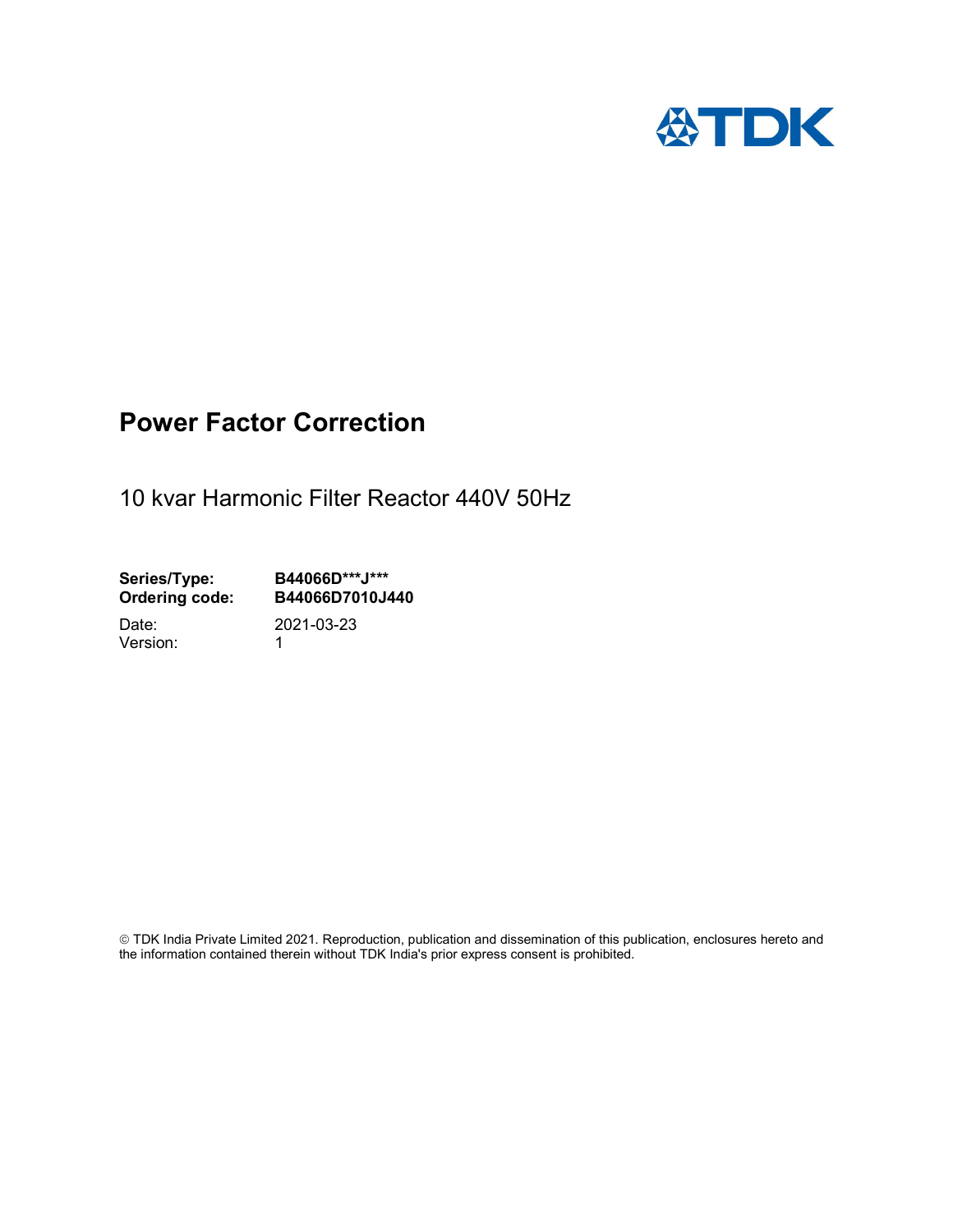# Power Factor Correction

10 kvar Harmonic Filter Reactor 440V 50Hz

**Series/Type:** **B44066D***J*****
**Ordering code:** **B44066D7010J440**

Date: 2021-03-23
Version: 1

© TDK India Private Limited 2021. Reproduction, publication and dissemination of this publication, enclosures hereto and the information contained therein without TDK India's prior express consent is prohibited.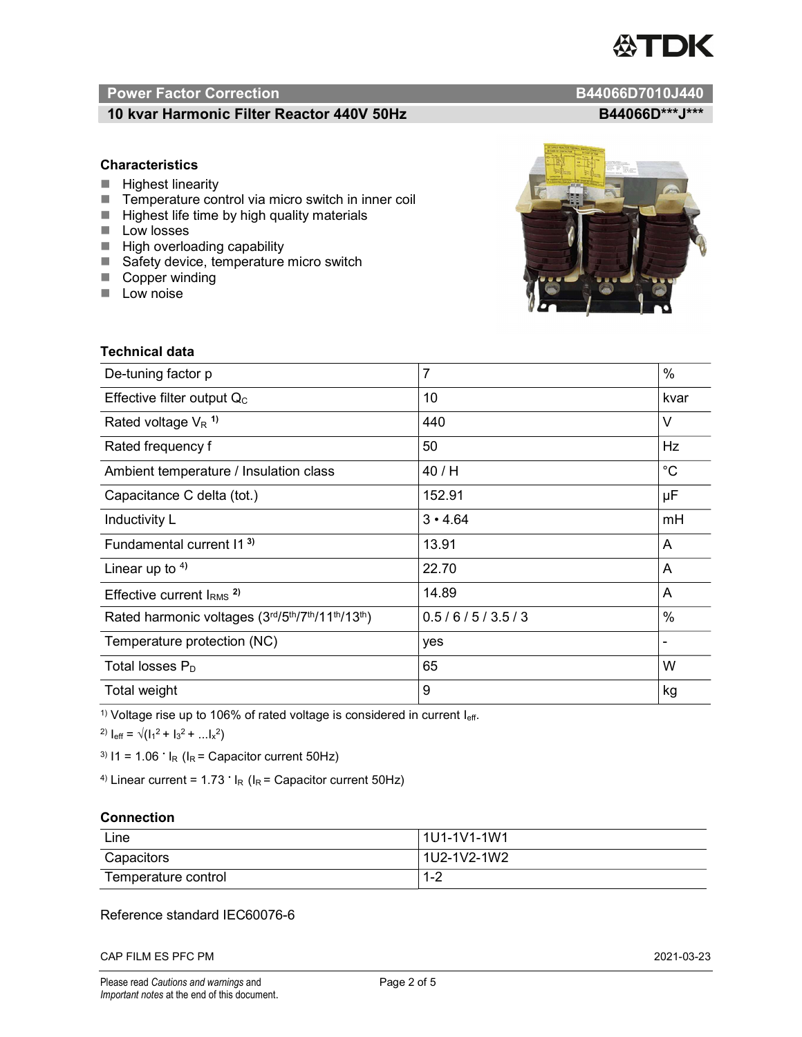## Power Factor Correction — B44066D7010J440

### 10 kvar Harmonic Filter Reactor 440V 50Hz — B44066D***J***

### Characteristics

- Highest linearity
- Temperature control via micro switch in inner coil
- Highest life time by high quality materials
- Low losses
- High overloading capability
- Safety device, temperature micro switch
- Copper winding
- Low noise

### Technical data

| | | |
|---|---|---|
| De-tuning factor p | 7 | % |
| Effective filter output $Q_C$ | 10 | kvar |
| Rated voltage $V_R$ [1] | 440 | V |
| Rated frequency f | 50 | Hz |
| Ambient temperature / Insulation class | 40 / H | °C |
| Capacitance C delta (tot.) | 152.91 | µF |
| Inductivity L | 3 • 4.64 | mH |
| Fundamental current I1 [3] | 13.91 | A |
| Linear up to [4] | 22.70 | A |
| Effective current $I_{RMS}$ [2] | 14.89 | A |
| Rated harmonic voltages (3rd/5th/7th/11th/13th) | 0.5 / 6 / 5 / 3.5 / 3 | % |
| Temperature protection (NC) | yes | - |
| Total losses $P_D$ | 65 | W |
| Total weight | 9 | kg |

[1] Voltage rise up to 106% of rated voltage is considered in current $I_{eff}$.

[2] $I_{eff} = \sqrt{(I_1^2 + I_3^2 + ...I_x^2)}$

[3] $I1 = 1.06 \cdot I_R$ ($I_R$ = Capacitor current 50Hz)

[4] Linear current = $1.73 \cdot I_R$ ($I_R$ = Capacitor current 50Hz)

### Connection

| | |
|---|---|
| Line | 1U1-1V1-1W1 |
| Capacitors | 1U2-1V2-1W2 |
| Temperature control | 1-2 |

Reference standard IEC60076-6

CAP FILM ES PFC PM — 2021-03-23

Please read *Cautions and warnings* and *Important notes* at the end of this document.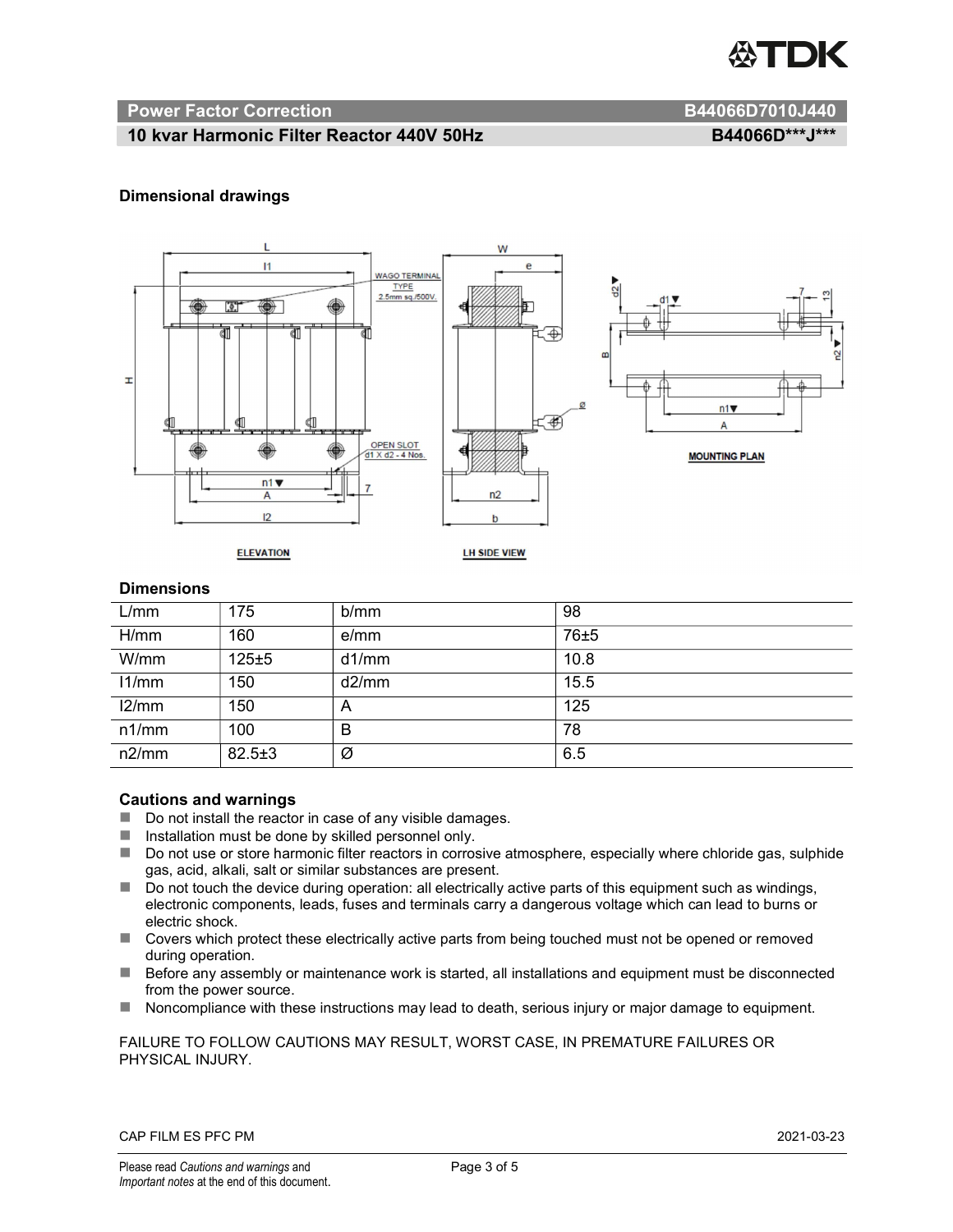## Power Factor Correction B44066D7010J440

### 10 kvar Harmonic Filter Reactor 440V 50Hz B44066D***J***

### Dimensional drawings

### Dimensions

| L/mm | 175 | b/mm | 98 |
|---|---|---|---|
| H/mm | 160 | e/mm | 76±5 |
| W/mm | 125±5 | d1/mm | 10.8 |
| l1/mm | 150 | d2/mm | 15.5 |
| l2/mm | 150 | A | 125 |
| n1/mm | 100 | B | 78 |
| n2/mm | 82.5±3 | Ø | 6.5 |

### Cautions and warnings

- Do not install the reactor in case of any visible damages.
- Installation must be done by skilled personnel only.
- Do not use or store harmonic filter reactors in corrosive atmosphere, especially where chloride gas, sulphide gas, acid, alkali, salt or similar substances are present.
- Do not touch the device during operation: all electrically active parts of this equipment such as windings, electronic components, leads, fuses and terminals carry a dangerous voltage which can lead to burns or electric shock.
- Covers which protect these electrically active parts from being touched must not be opened or removed during operation.
- Before any assembly or maintenance work is started, all installations and equipment must be disconnected from the power source.
- Noncompliance with these instructions may lead to death, serious injury or major damage to equipment.

FAILURE TO FOLLOW CAUTIONS MAY RESULT, WORST CASE, IN PREMATURE FAILURES OR PHYSICAL INJURY.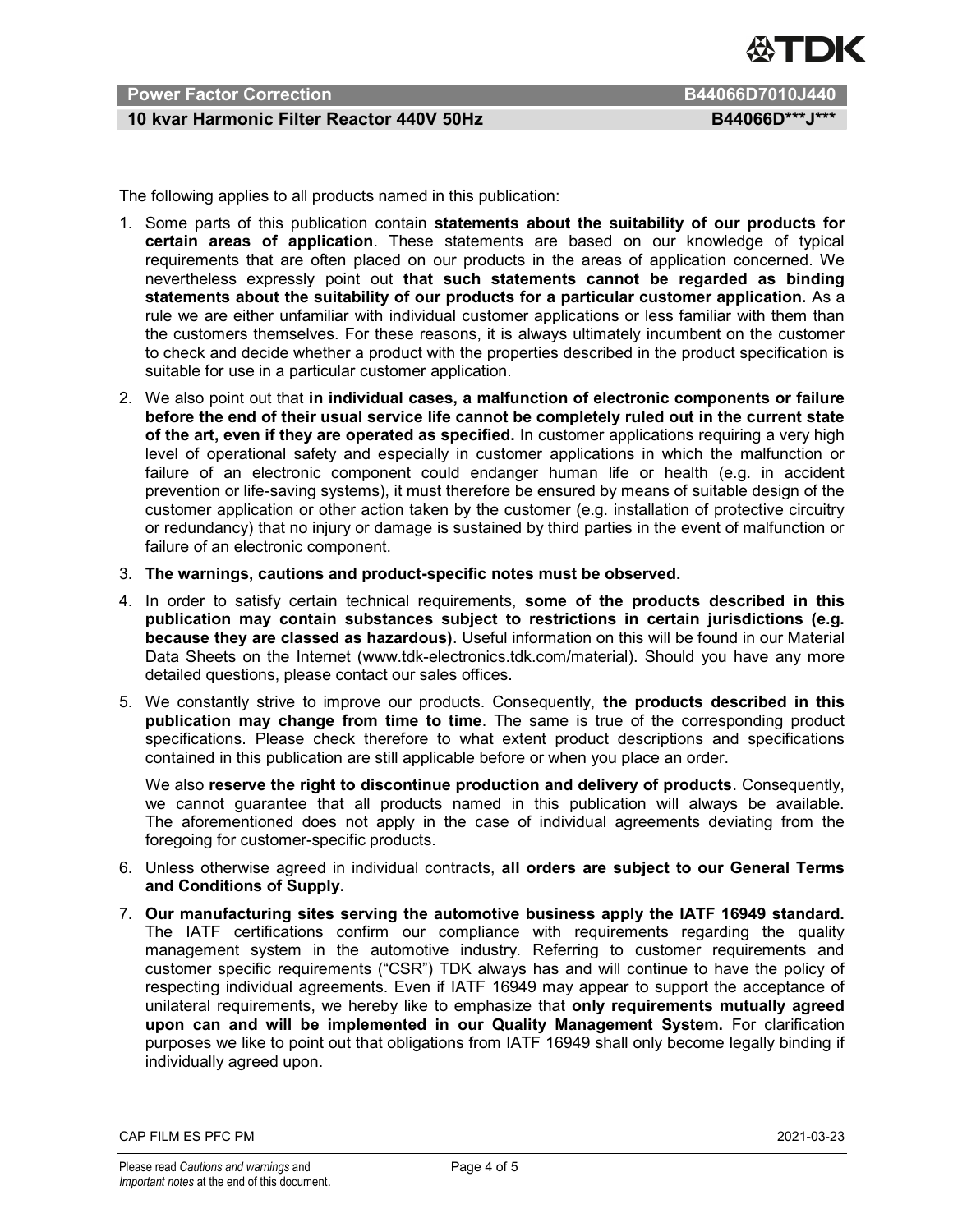The following applies to all products named in this publication:

1. Some parts of this publication contain **statements about the suitability of our products for certain areas of application**. These statements are based on our knowledge of typical requirements that are often placed on our products in the areas of application concerned. We nevertheless expressly point out **that such statements cannot be regarded as binding statements about the suitability of our products for a particular customer application.** As a rule we are either unfamiliar with individual customer applications or less familiar with them than the customers themselves. For these reasons, it is always ultimately incumbent on the customer to check and decide whether a product with the properties described in the product specification is suitable for use in a particular customer application.
2. We also point out that **in individual cases, a malfunction of electronic components or failure before the end of their usual service life cannot be completely ruled out in the current state of the art, even if they are operated as specified.** In customer applications requiring a very high level of operational safety and especially in customer applications in which the malfunction or failure of an electronic component could endanger human life or health (e.g. in accident prevention or life-saving systems), it must therefore be ensured by means of suitable design of the customer application or other action taken by the customer (e.g. installation of protective circuitry or redundancy) that no injury or damage is sustained by third parties in the event of malfunction or failure of an electronic component.
3. **The warnings, cautions and product-specific notes must be observed.**
4. In order to satisfy certain technical requirements, **some of the products described in this publication may contain substances subject to restrictions in certain jurisdictions (e.g. because they are classed as hazardous)**. Useful information on this will be found in our Material Data Sheets on the Internet (www.tdk-electronics.tdk.com/material). Should you have any more detailed questions, please contact our sales offices.
5. We constantly strive to improve our products. Consequently, **the products described in this publication may change from time to time**. The same is true of the corresponding product specifications. Please check therefore to what extent product descriptions and specifications contained in this publication are still applicable before or when you place an order.

   We also **reserve the right to discontinue production and delivery of products**. Consequently, we cannot guarantee that all products named in this publication will always be available. The aforementioned does not apply in the case of individual agreements deviating from the foregoing for customer-specific products.
6. Unless otherwise agreed in individual contracts, **all orders are subject to our General Terms and Conditions of Supply.**
7. **Our manufacturing sites serving the automotive business apply the IATF 16949 standard.** The IATF certifications confirm our compliance with requirements regarding the quality management system in the automotive industry. Referring to customer requirements and customer specific requirements ("CSR") TDK always has and will continue to have the policy of respecting individual agreements. Even if IATF 16949 may appear to support the acceptance of unilateral requirements, we hereby like to emphasize that **only requirements mutually agreed upon can and will be implemented in our Quality Management System.** For clarification purposes we like to point out that obligations from IATF 16949 shall only become legally binding if individually agreed upon.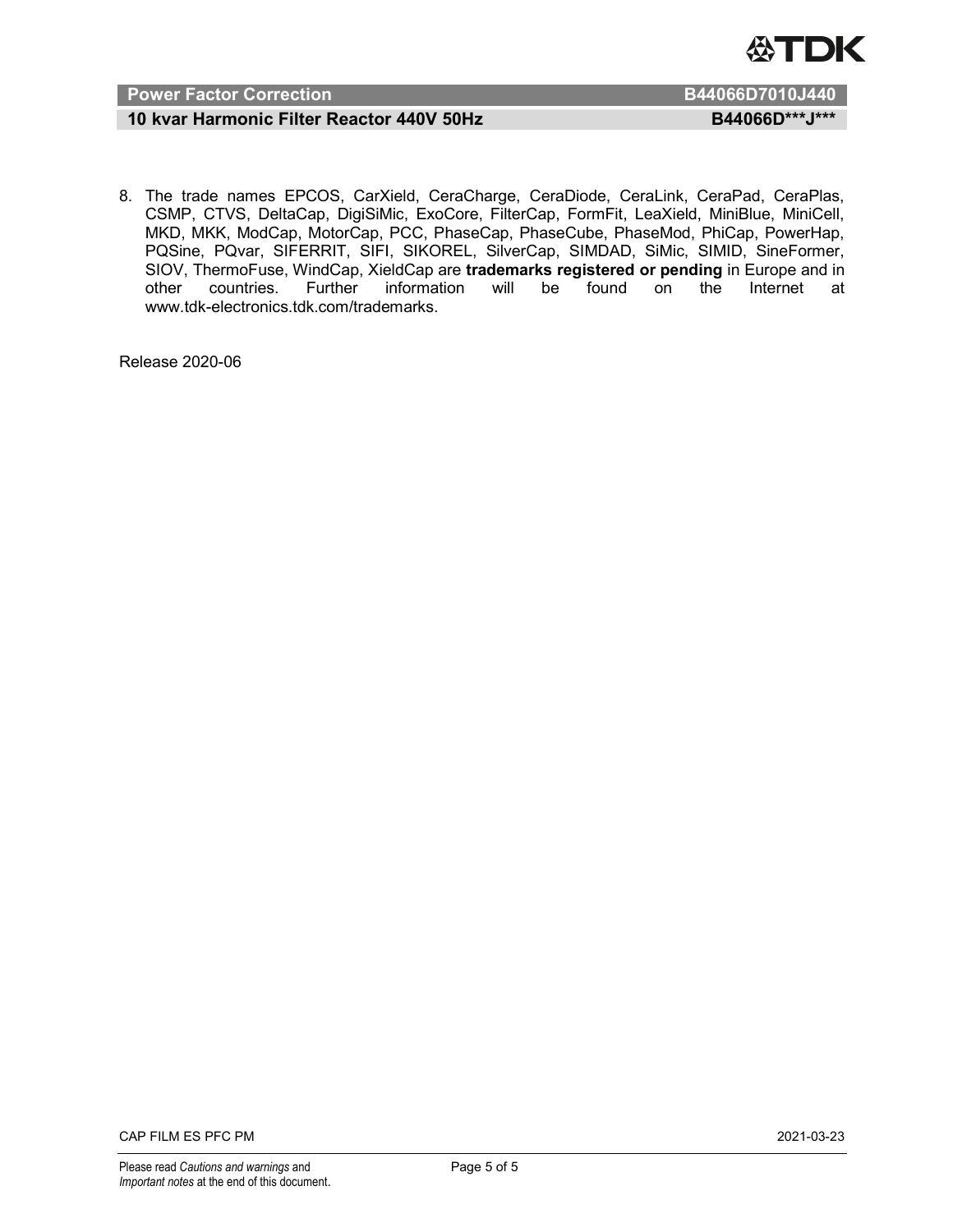8. The trade names EPCOS, CarXield, CeraCharge, CeraDiode, CeraLink, CeraPad, CeraPlas, CSMP, CTVS, DeltaCap, DigiSiMic, ExoCore, FilterCap, FormFit, LeaXield, MiniBlue, MiniCell, MKD, MKK, ModCap, MotorCap, PCC, PhaseCap, PhaseCube, PhaseMod, PhiCap, PowerHap, PQSine, PQvar, SIFERRIT, SIFI, SIKOREL, SilverCap, SIMDAD, SiMic, SIMID, SineFormer, SIOV, ThermoFuse, WindCap, XieldCap are **trademarks registered or pending** in Europe and in other countries. Further information will be found on the Internet at www.tdk-electronics.tdk.com/trademarks.

Release 2020-06